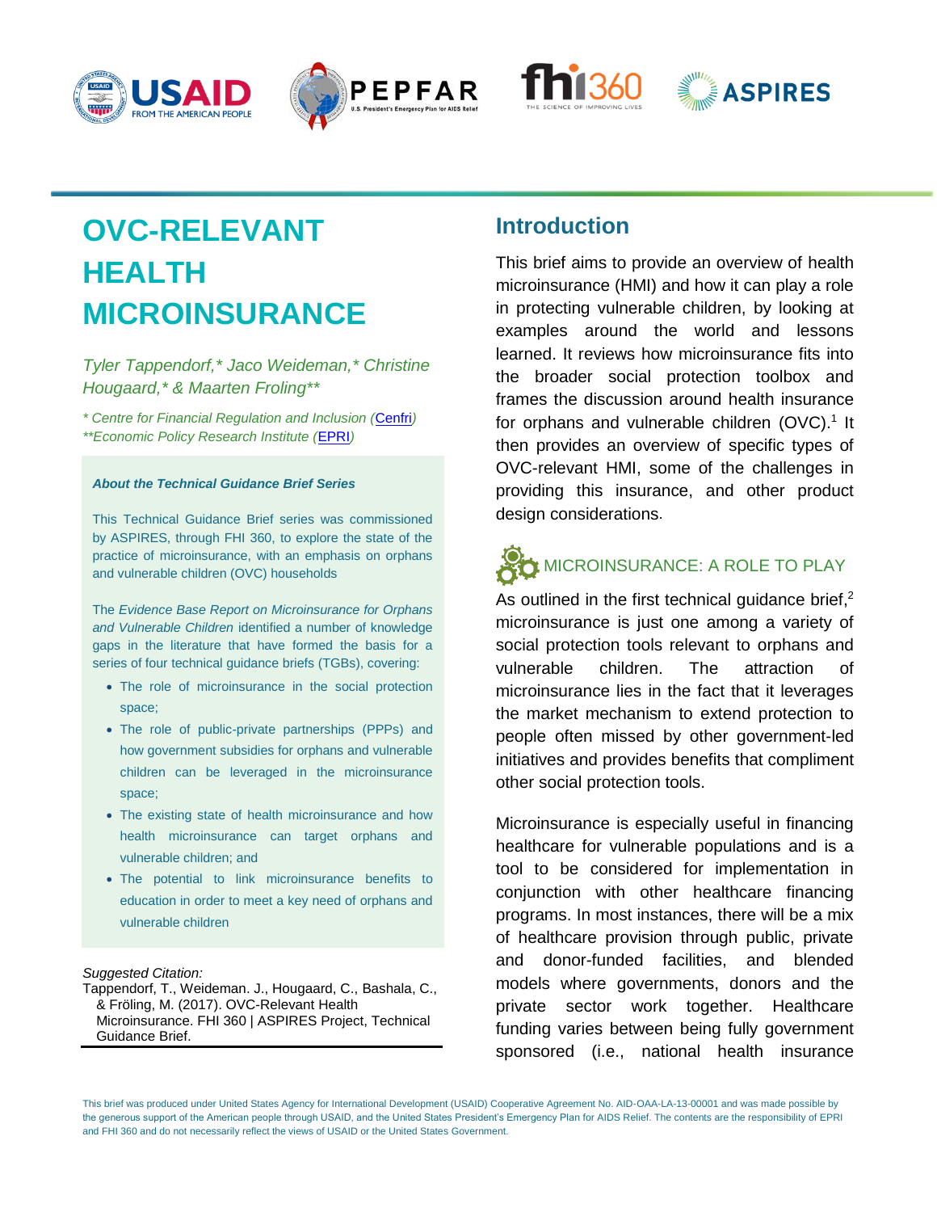# OVC-RELEVANT HEALTH MICROINSURANCE

*Tyler Tappendorf,\* Jaco Weideman,\* Christine Hougaard,\* & Maarten Froling\*\**

*\* Centre for Financial Regulation and Inclusion (Cenfri)*
*\*\*Economic Policy Research Institute (EPRI)*

***About the Technical Guidance Brief Series***

This Technical Guidance Brief series was commissioned by ASPIRES, through FHI 360, to explore the state of the practice of microinsurance, with an emphasis on orphans and vulnerable children (OVC) households

The *Evidence Base Report on Microinsurance for Orphans and Vulnerable Children* identified a number of knowledge gaps in the literature that have formed the basis for a series of four technical guidance briefs (TGBs), covering:

- The role of microinsurance in the social protection space;
- The role of public-private partnerships (PPPs) and how government subsidies for orphans and vulnerable children can be leveraged in the microinsurance space;
- The existing state of health microinsurance and how health microinsurance can target orphans and vulnerable children; and
- The potential to link microinsurance benefits to education in order to meet a key need of orphans and vulnerable children

*Suggested Citation:*
Tappendorf, T., Weideman. J., Hougaard, C., Bashala, C., & Fröling, M. (2017). OVC-Relevant Health Microinsurance. FHI 360 | ASPIRES Project, Technical Guidance Brief.

## Introduction

This brief aims to provide an overview of health microinsurance (HMI) and how it can play a role in protecting vulnerable children, by looking at examples around the world and lessons learned. It reviews how microinsurance fits into the broader social protection toolbox and frames the discussion around health insurance for orphans and vulnerable children (OVC).[1] It then provides an overview of specific types of OVC-relevant HMI, some of the challenges in providing this insurance, and other product design considerations.

### MICROINSURANCE: A ROLE TO PLAY

As outlined in the first technical guidance brief,[2] microinsurance is just one among a variety of social protection tools relevant to orphans and vulnerable children. The attraction of microinsurance lies in the fact that it leverages the market mechanism to extend protection to people often missed by other government-led initiatives and provides benefits that compliment other social protection tools.

Microinsurance is especially useful in financing healthcare for vulnerable populations and is a tool to be considered for implementation in conjunction with other healthcare financing programs. In most instances, there will be a mix of healthcare provision through public, private and donor-funded facilities, and blended models where governments, donors and the private sector work together. Healthcare funding varies between being fully government sponsored (i.e., national health insurance

This brief was produced under United States Agency for International Development (USAID) Cooperative Agreement No. AID-OAA-LA-13-00001 and was made possible by the generous support of the American people through USAID, and the United States President's Emergency Plan for AIDS Relief. The contents are the responsibility of EPRI and FHI 360 and do not necessarily reflect the views of USAID or the United States Government.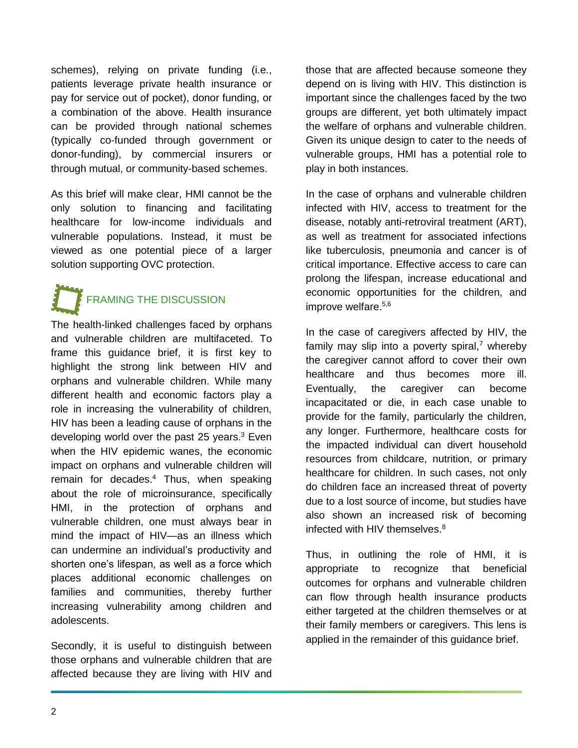schemes), relying on private funding (i.e., patients leverage private health insurance or pay for service out of pocket), donor funding, or a combination of the above. Health insurance can be provided through national schemes (typically co-funded through government or donor-funding), by commercial insurers or through mutual, or community-based schemes.

As this brief will make clear, HMI cannot be the only solution to financing and facilitating healthcare for low-income individuals and vulnerable populations. Instead, it must be viewed as one potential piece of a larger solution supporting OVC protection.

## FRAMING THE DISCUSSION

The health-linked challenges faced by orphans and vulnerable children are multifaceted. To frame this guidance brief, it is first key to highlight the strong link between HIV and orphans and vulnerable children. While many different health and economic factors play a role in increasing the vulnerability of children, HIV has been a leading cause of orphans in the developing world over the past 25 years.[3] Even when the HIV epidemic wanes, the economic impact on orphans and vulnerable children will remain for decades.[4] Thus, when speaking about the role of microinsurance, specifically HMI, in the protection of orphans and vulnerable children, one must always bear in mind the impact of HIV—as an illness which can undermine an individual's productivity and shorten one's lifespan, as well as a force which places additional economic challenges on families and communities, thereby further increasing vulnerability among children and adolescents.

Secondly, it is useful to distinguish between those orphans and vulnerable children that are affected because they are living with HIV and those that are affected because someone they depend on is living with HIV. This distinction is important since the challenges faced by the two groups are different, yet both ultimately impact the welfare of orphans and vulnerable children. Given its unique design to cater to the needs of vulnerable groups, HMI has a potential role to play in both instances.

In the case of orphans and vulnerable children infected with HIV, access to treatment for the disease, notably anti-retroviral treatment (ART), as well as treatment for associated infections like tuberculosis, pneumonia and cancer is of critical importance. Effective access to care can prolong the lifespan, increase educational and economic opportunities for the children, and improve welfare.[5,6]

In the case of caregivers affected by HIV, the family may slip into a poverty spiral,[7] whereby the caregiver cannot afford to cover their own healthcare and thus becomes more ill. Eventually, the caregiver can become incapacitated or die, in each case unable to provide for the family, particularly the children, any longer. Furthermore, healthcare costs for the impacted individual can divert household resources from childcare, nutrition, or primary healthcare for children. In such cases, not only do children face an increased threat of poverty due to a lost source of income, but studies have also shown an increased risk of becoming infected with HIV themselves.[8]

Thus, in outlining the role of HMI, it is appropriate to recognize that beneficial outcomes for orphans and vulnerable children can flow through health insurance products either targeted at the children themselves or at their family members or caregivers. This lens is applied in the remainder of this guidance brief.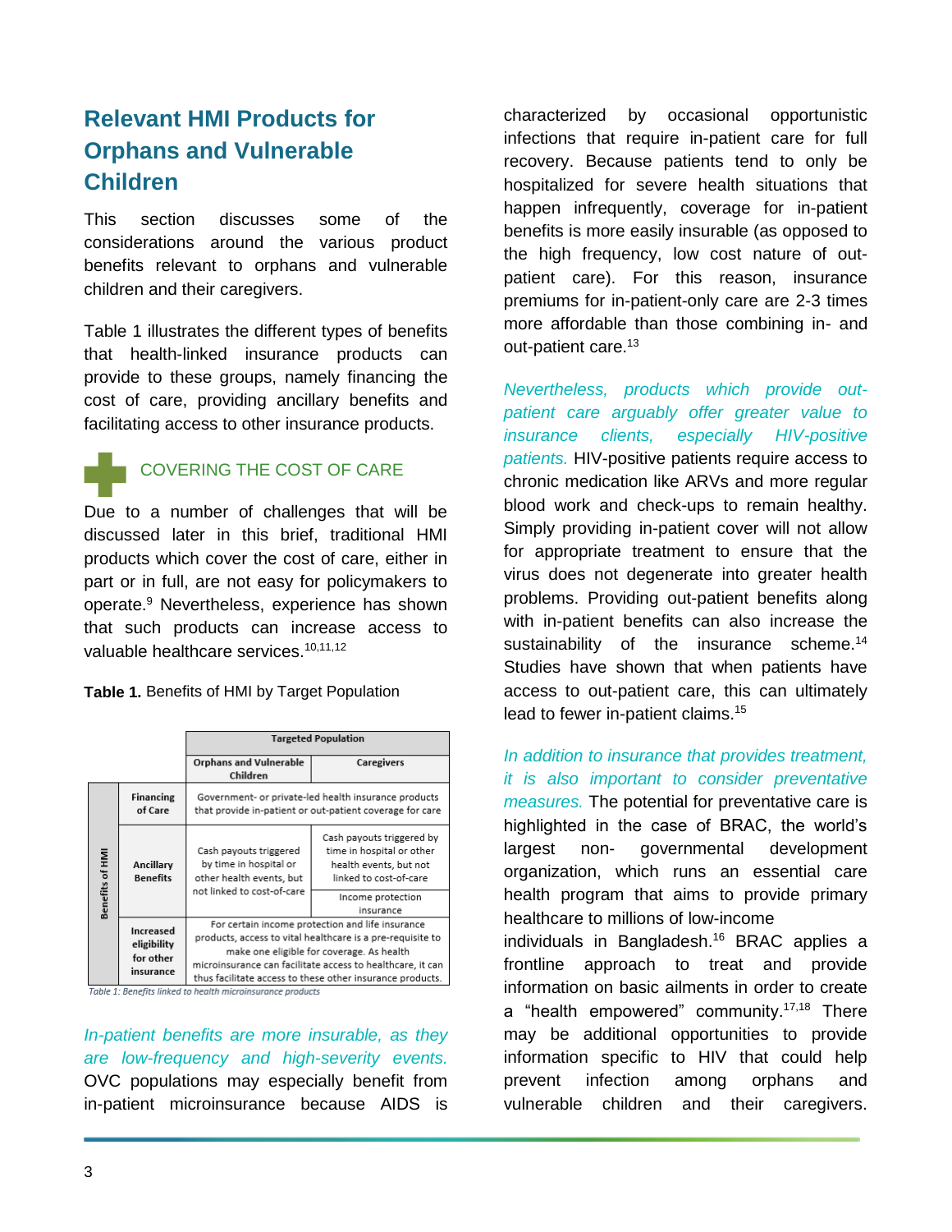## Relevant HMI Products for Orphans and Vulnerable Children

This section discusses some of the considerations around the various product benefits relevant to orphans and vulnerable children and their caregivers.

Table 1 illustrates the different types of benefits that health-linked insurance products can provide to these groups, namely financing the cost of care, providing ancillary benefits and facilitating access to other insurance products.

### COVERING THE COST OF CARE

Due to a number of challenges that will be discussed later in this brief, traditional HMI products which cover the cost of care, either in part or in full, are not easy for policymakers to operate.[9] Nevertheless, experience has shown that such products can increase access to valuable healthcare services.[10,11,12]

**Table 1.** Benefits of HMI by Target Population

| | | Targeted Population | |
|---|---|---|---|
| | | **Orphans and Vulnerable Children** | **Caregivers** |
| **Benefits of HMI** | **Financing of Care** | Government- or private-led health insurance products that provide in-patient or out-patient coverage for care | |
| | **Ancillary Benefits** | Cash payouts triggered by time in hospital or other health events, but not linked to cost-of-care | Cash payouts triggered by time in hospital or other health events, but not linked to cost-of-care |
| | | | Income protection insurance |
| | **Increased eligibility for other insurance** | For certain income protection and life insurance products, access to vital healthcare is a pre-requisite to make one eligible for coverage. As health microinsurance can facilitate access to healthcare, it can thus facilitate access to these other insurance products. | |

*Table 1: Benefits linked to health microinsurance products*

*In-patient benefits are more insurable, as they are low-frequency and high-severity events.* OVC populations may especially benefit from in-patient microinsurance because AIDS is characterized by occasional opportunistic infections that require in-patient care for full recovery. Because patients tend to only be hospitalized for severe health situations that happen infrequently, coverage for in-patient benefits is more easily insurable (as opposed to the high frequency, low cost nature of out-patient care). For this reason, insurance premiums for in-patient-only care are 2-3 times more affordable than those combining in- and out-patient care.[13]

*Nevertheless, products which provide out-patient care arguably offer greater value to insurance clients, especially HIV-positive patients.* HIV-positive patients require access to chronic medication like ARVs and more regular blood work and check-ups to remain healthy. Simply providing in-patient cover will not allow for appropriate treatment to ensure that the virus does not degenerate into greater health problems. Providing out-patient benefits along with in-patient benefits can also increase the sustainability of the insurance scheme.[14] Studies have shown that when patients have access to out-patient care, this can ultimately lead to fewer in-patient claims.[15]

*In addition to insurance that provides treatment, it is also important to consider preventative measures.* The potential for preventative care is highlighted in the case of BRAC, the world's largest non- governmental development organization, which runs an essential care health program that aims to provide primary healthcare to millions of low-income individuals in Bangladesh.[16] BRAC applies a frontline approach to treat and provide information on basic ailments in order to create a "health empowered" community.[17,18] There may be additional opportunities to provide information specific to HIV that could help prevent infection among orphans and vulnerable children and their caregivers.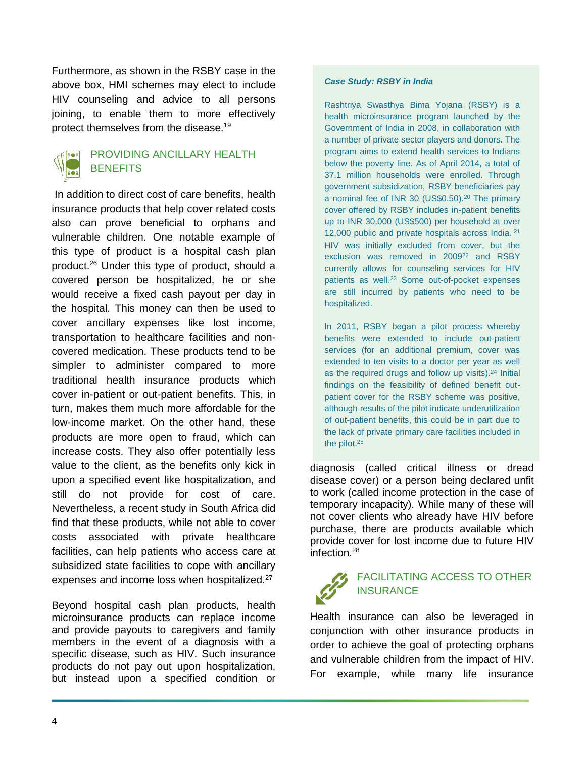Furthermore, as shown in the RSBY case in the above box, HMI schemes may elect to include HIV counseling and advice to all persons joining, to enable them to more effectively protect themselves from the disease.[19]

## PROVIDING ANCILLARY HEALTH BENEFITS

In addition to direct cost of care benefits, health insurance products that help cover related costs also can prove beneficial to orphans and vulnerable children. One notable example of this type of product is a hospital cash plan product.[26] Under this type of product, should a covered person be hospitalized, he or she would receive a fixed cash payout per day in the hospital. This money can then be used to cover ancillary expenses like lost income, transportation to healthcare facilities and non-covered medication. These products tend to be simpler to administer compared to more traditional health insurance products which cover in-patient or out-patient benefits. This, in turn, makes them much more affordable for the low-income market. On the other hand, these products are more open to fraud, which can increase costs. They also offer potentially less value to the client, as the benefits only kick in upon a specified event like hospitalization, and still do not provide for cost of care. Nevertheless, a recent study in South Africa did find that these products, while not able to cover costs associated with private healthcare facilities, can help patients who access care at subsidized state facilities to cope with ancillary expenses and income loss when hospitalized.[27]

Beyond hospital cash plan products, health microinsurance products can replace income and provide payouts to caregivers and family members in the event of a diagnosis with a specific disease, such as HIV. Such insurance products do not pay out upon hospitalization, but instead upon a specified condition or diagnosis (called critical illness or dread disease cover) or a person being declared unfit to work (called income protection in the case of temporary incapacity). While many of these will not cover clients who already have HIV before purchase, there are products available which provide cover for lost income due to future HIV infection.[28]

> ***Case Study: RSBY in India***
>
> Rashtriya Swasthya Bima Yojana (RSBY) is a health microinsurance program launched by the Government of India in 2008, in collaboration with a number of private sector players and donors. The program aims to extend health services to Indians below the poverty line. As of April 2014, a total of 37.1 million households were enrolled. Through government subsidization, RSBY beneficiaries pay a nominal fee of INR 30 (US$0.50).[20] The primary cover offered by RSBY includes in-patient benefits up to INR 30,000 (US$500) per household at over 12,000 public and private hospitals across India.[21] HIV was initially excluded from cover, but the exclusion was removed in 2009[22] and RSBY currently allows for counseling services for HIV patients as well.[23] Some out-of-pocket expenses are still incurred by patients who need to be hospitalized.
>
> In 2011, RSBY began a pilot process whereby benefits were extended to include out-patient services (for an additional premium, cover was extended to ten visits to a doctor per year as well as the required drugs and follow up visits).[24] Initial findings on the feasibility of defined benefit out-patient cover for the RSBY scheme was positive, although results of the pilot indicate underutilization of out-patient benefits, this could be in part due to the lack of private primary care facilities included in the pilot.[25]

## FACILITATING ACCESS TO OTHER INSURANCE

Health insurance can also be leveraged in conjunction with other insurance products in order to achieve the goal of protecting orphans and vulnerable children from the impact of HIV. For example, while many life insurance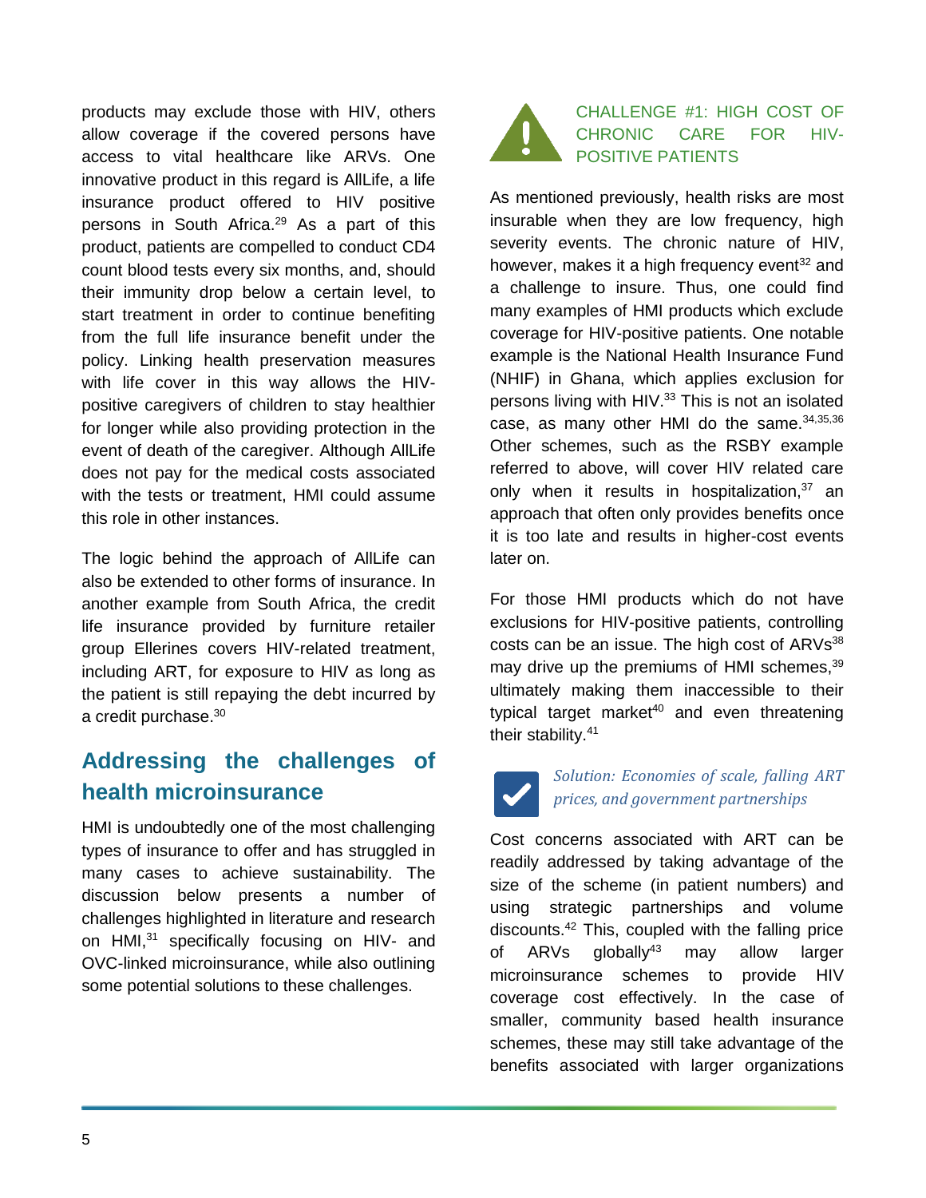products may exclude those with HIV, others allow coverage if the covered persons have access to vital healthcare like ARVs. One innovative product in this regard is AllLife, a life insurance product offered to HIV positive persons in South Africa.[29] As a part of this product, patients are compelled to conduct CD4 count blood tests every six months, and, should their immunity drop below a certain level, to start treatment in order to continue benefiting from the full life insurance benefit under the policy. Linking health preservation measures with life cover in this way allows the HIV-positive caregivers of children to stay healthier for longer while also providing protection in the event of death of the caregiver. Although AllLife does not pay for the medical costs associated with the tests or treatment, HMI could assume this role in other instances.

The logic behind the approach of AllLife can also be extended to other forms of insurance. In another example from South Africa, the credit life insurance provided by furniture retailer group Ellerines covers HIV-related treatment, including ART, for exposure to HIV as long as the patient is still repaying the debt incurred by a credit purchase.[30]

## Addressing the challenges of health microinsurance

HMI is undoubtedly one of the most challenging types of insurance to offer and has struggled in many cases to achieve sustainability. The discussion below presents a number of challenges highlighted in literature and research on HMI,[31] specifically focusing on HIV- and OVC-linked microinsurance, while also outlining some potential solutions to these challenges.

### CHALLENGE #1: HIGH COST OF CHRONIC CARE FOR HIV-POSITIVE PATIENTS

As mentioned previously, health risks are most insurable when they are low frequency, high severity events. The chronic nature of HIV, however, makes it a high frequency event[32] and a challenge to insure. Thus, one could find many examples of HMI products which exclude coverage for HIV-positive patients. One notable example is the National Health Insurance Fund (NHIF) in Ghana, which applies exclusion for persons living with HIV.[33] This is not an isolated case, as many other HMI do the same.[34,35,36] Other schemes, such as the RSBY example referred to above, will cover HIV related care only when it results in hospitalization,[37] an approach that often only provides benefits once it is too late and results in higher-cost events later on.

For those HMI products which do not have exclusions for HIV-positive patients, controlling costs can be an issue. The high cost of ARVs[38] may drive up the premiums of HMI schemes,[39] ultimately making them inaccessible to their typical target market[40] and even threatening their stability.[41]

#### *Solution: Economies of scale, falling ART prices, and government partnerships*

Cost concerns associated with ART can be readily addressed by taking advantage of the size of the scheme (in patient numbers) and using strategic partnerships and volume discounts.[42] This, coupled with the falling price of ARVs globally[43] may allow larger microinsurance schemes to provide HIV coverage cost effectively. In the case of smaller, community based health insurance schemes, these may still take advantage of the benefits associated with larger organizations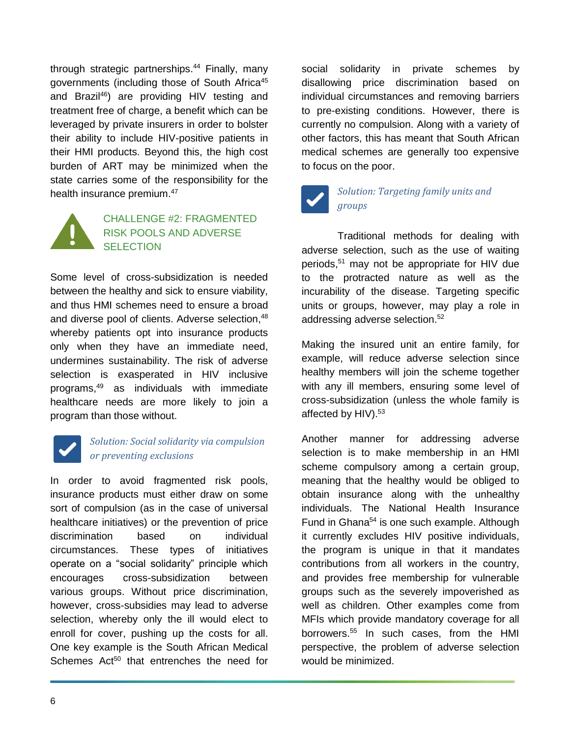through strategic partnerships.[44] Finally, many governments (including those of South Africa[45] and Brazil[46]) are providing HIV testing and treatment free of charge, a benefit which can be leveraged by private insurers in order to bolster their ability to include HIV-positive patients in their HMI products. Beyond this, the high cost burden of ART may be minimized when the state carries some of the responsibility for the health insurance premium.[47]

## CHALLENGE #2: FRAGMENTED RISK POOLS AND ADVERSE SELECTION

Some level of cross-subsidization is needed between the healthy and sick to ensure viability, and thus HMI schemes need to ensure a broad and diverse pool of clients. Adverse selection,[48] whereby patients opt into insurance products only when they have an immediate need, undermines sustainability. The risk of adverse selection is exasperated in HIV inclusive programs,[49] as individuals with immediate healthcare needs are more likely to join a program than those without.

### *Solution: Social solidarity via compulsion or preventing exclusions*

In order to avoid fragmented risk pools, insurance products must either draw on some sort of compulsion (as in the case of universal healthcare initiatives) or the prevention of price discrimination based on individual circumstances. These types of initiatives operate on a "social solidarity" principle which encourages cross-subsidization between various groups. Without price discrimination, however, cross-subsidies may lead to adverse selection, whereby only the ill would elect to enroll for cover, pushing up the costs for all. One key example is the South African Medical Schemes Act[50] that entrenches the need for social solidarity in private schemes by disallowing price discrimination based on individual circumstances and removing barriers to pre-existing conditions. However, there is currently no compulsion. Along with a variety of other factors, this has meant that South African medical schemes are generally too expensive to focus on the poor.

### *Solution: Targeting family units and groups*

Traditional methods for dealing with adverse selection, such as the use of waiting periods,[51] may not be appropriate for HIV due to the protracted nature as well as the incurability of the disease. Targeting specific units or groups, however, may play a role in addressing adverse selection.[52]

Making the insured unit an entire family, for example, will reduce adverse selection since healthy members will join the scheme together with any ill members, ensuring some level of cross-subsidization (unless the whole family is affected by HIV).[53]

Another manner for addressing adverse selection is to make membership in an HMI scheme compulsory among a certain group, meaning that the healthy would be obliged to obtain insurance along with the unhealthy individuals. The National Health Insurance Fund in Ghana[54] is one such example. Although it currently excludes HIV positive individuals, the program is unique in that it mandates contributions from all workers in the country, and provides free membership for vulnerable groups such as the severely impoverished as well as children. Other examples come from MFIs which provide mandatory coverage for all borrowers.[55] In such cases, from the HMI perspective, the problem of adverse selection would be minimized.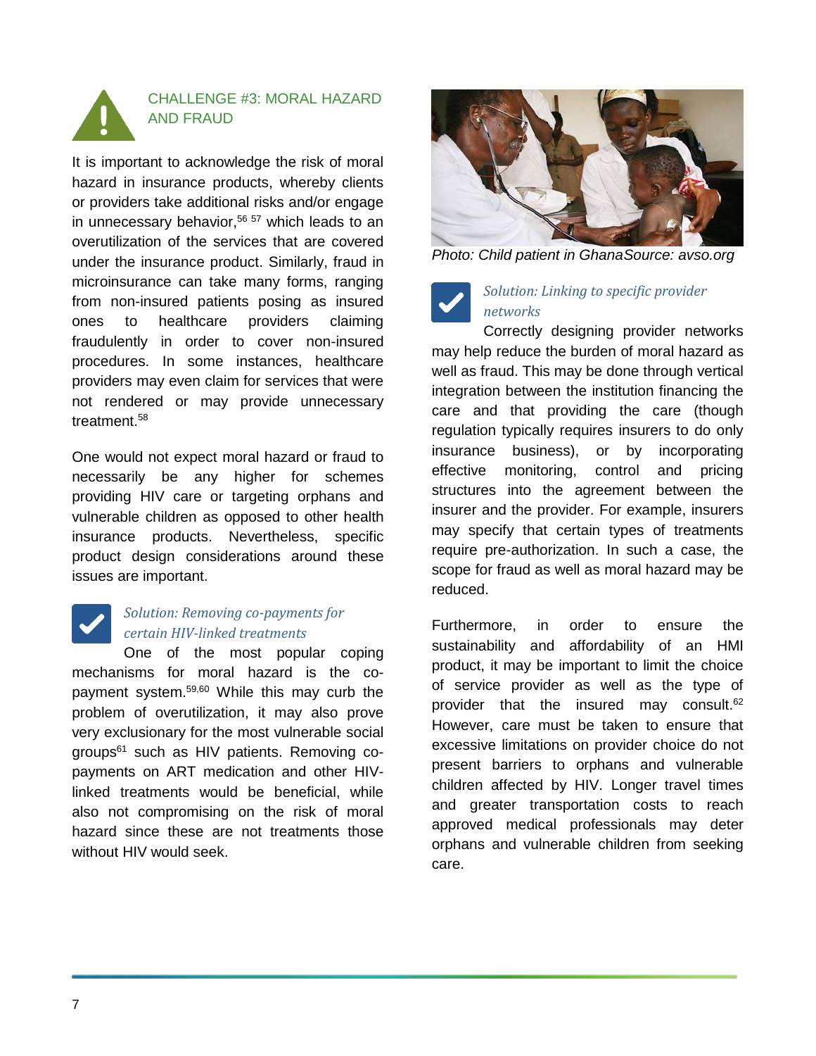## CHALLENGE #3: MORAL HAZARD AND FRAUD

It is important to acknowledge the risk of moral hazard in insurance products, whereby clients or providers take additional risks and/or engage in unnecessary behavior,[56 57] which leads to an overutilization of the services that are covered under the insurance product. Similarly, fraud in microinsurance can take many forms, ranging from non-insured patients posing as insured ones to healthcare providers claiming fraudulently in order to cover non-insured procedures. In some instances, healthcare providers may even claim for services that were not rendered or may provide unnecessary treatment.[58]

One would not expect moral hazard or fraud to necessarily be any higher for schemes providing HIV care or targeting orphans and vulnerable children as opposed to other health insurance products. Nevertheless, specific product design considerations around these issues are important.

### *Solution: Removing co-payments for certain HIV-linked treatments*

One of the most popular coping mechanisms for moral hazard is the co-payment system.[59,60] While this may curb the problem of overutilization, it may also prove very exclusionary for the most vulnerable social groups[61] such as HIV patients. Removing co-payments on ART medication and other HIV-linked treatments would be beneficial, while also not compromising on the risk of moral hazard since these are not treatments those without HIV would seek.

*Photo: Child patient in GhanaSource: avso.org*

### *Solution: Linking to specific provider networks*

Correctly designing provider networks may help reduce the burden of moral hazard as well as fraud. This may be done through vertical integration between the institution financing the care and that providing the care (though regulation typically requires insurers to do only insurance business), or by incorporating effective monitoring, control and pricing structures into the agreement between the insurer and the provider. For example, insurers may specify that certain types of treatments require pre-authorization. In such a case, the scope for fraud as well as moral hazard may be reduced.

Furthermore, in order to ensure the sustainability and affordability of an HMI product, it may be important to limit the choice of service provider as well as the type of provider that the insured may consult.[62] However, care must be taken to ensure that excessive limitations on provider choice do not present barriers to orphans and vulnerable children affected by HIV. Longer travel times and greater transportation costs to reach approved medical professionals may deter orphans and vulnerable children from seeking care.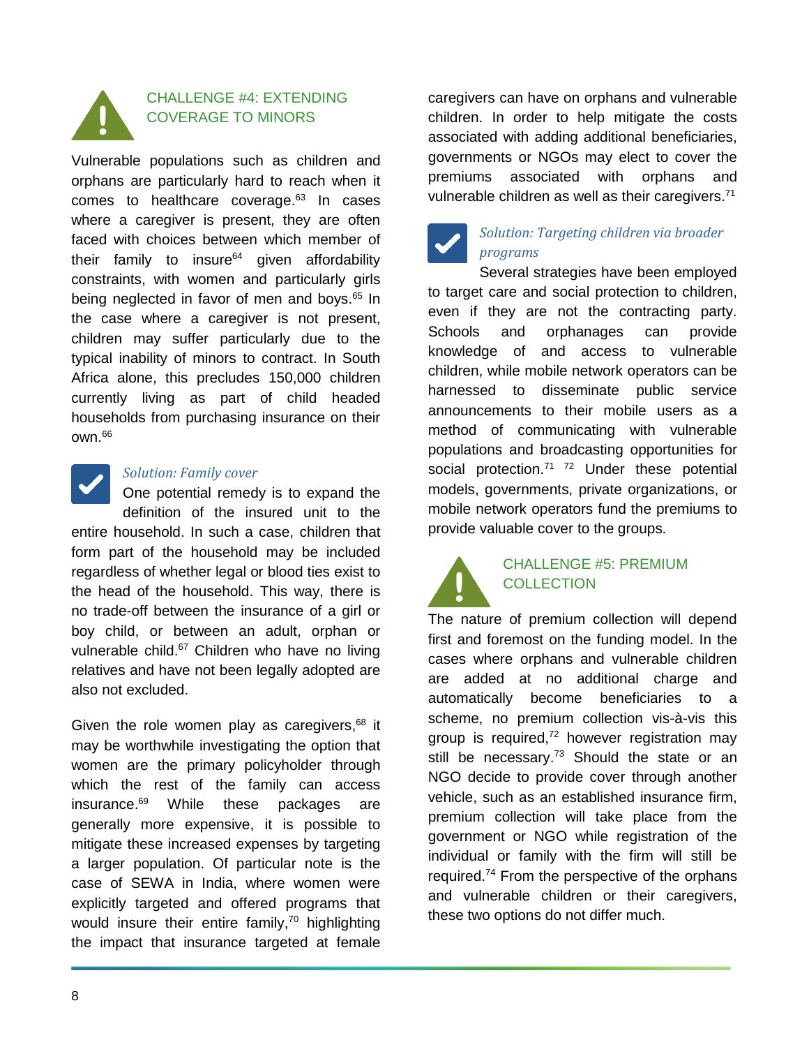## CHALLENGE #4: EXTENDING COVERAGE TO MINORS

Vulnerable populations such as children and orphans are particularly hard to reach when it comes to healthcare coverage.[63] In cases where a caregiver is present, they are often faced with choices between which member of their family to insure[64] given affordability constraints, with women and particularly girls being neglected in favor of men and boys.[65] In the case where a caregiver is not present, children may suffer particularly due to the typical inability of minors to contract. In South Africa alone, this precludes 150,000 children currently living as part of child headed households from purchasing insurance on their own.[66]

### *Solution: Family cover*

One potential remedy is to expand the definition of the insured unit to the entire household. In such a case, children that form part of the household may be included regardless of whether legal or blood ties exist to the head of the household. This way, there is no trade-off between the insurance of a girl or boy child, or between an adult, orphan or vulnerable child.[67] Children who have no living relatives and have not been legally adopted are also not excluded.

Given the role women play as caregivers,[68] it may be worthwhile investigating the option that women are the primary policyholder through which the rest of the family can access insurance.[69] While these packages are generally more expensive, it is possible to mitigate these increased expenses by targeting a larger population. Of particular note is the case of SEWA in India, where women were explicitly targeted and offered programs that would insure their entire family,[70] highlighting the impact that insurance targeted at female caregivers can have on orphans and vulnerable children. In order to help mitigate the costs associated with adding additional beneficiaries, governments or NGOs may elect to cover the premiums associated with orphans and vulnerable children as well as their caregivers.[71]

### *Solution: Targeting children via broader programs*

Several strategies have been employed to target care and social protection to children, even if they are not the contracting party. Schools and orphanages can provide knowledge of and access to vulnerable children, while mobile network operators can be harnessed to disseminate public service announcements to their mobile users as a method of communicating with vulnerable populations and broadcasting opportunities for social protection.[71] [72] Under these potential models, governments, private organizations, or mobile network operators fund the premiums to provide valuable cover to the groups.

## CHALLENGE #5: PREMIUM COLLECTION

The nature of premium collection will depend first and foremost on the funding model. In the cases where orphans and vulnerable children are added at no additional charge and automatically become beneficiaries to a scheme, no premium collection vis-à-vis this group is required,[72] however registration may still be necessary.[73] Should the state or an NGO decide to provide cover through another vehicle, such as an established insurance firm, premium collection will take place from the government or NGO while registration of the individual or family with the firm will still be required.[74] From the perspective of the orphans and vulnerable children or their caregivers, these two options do not differ much.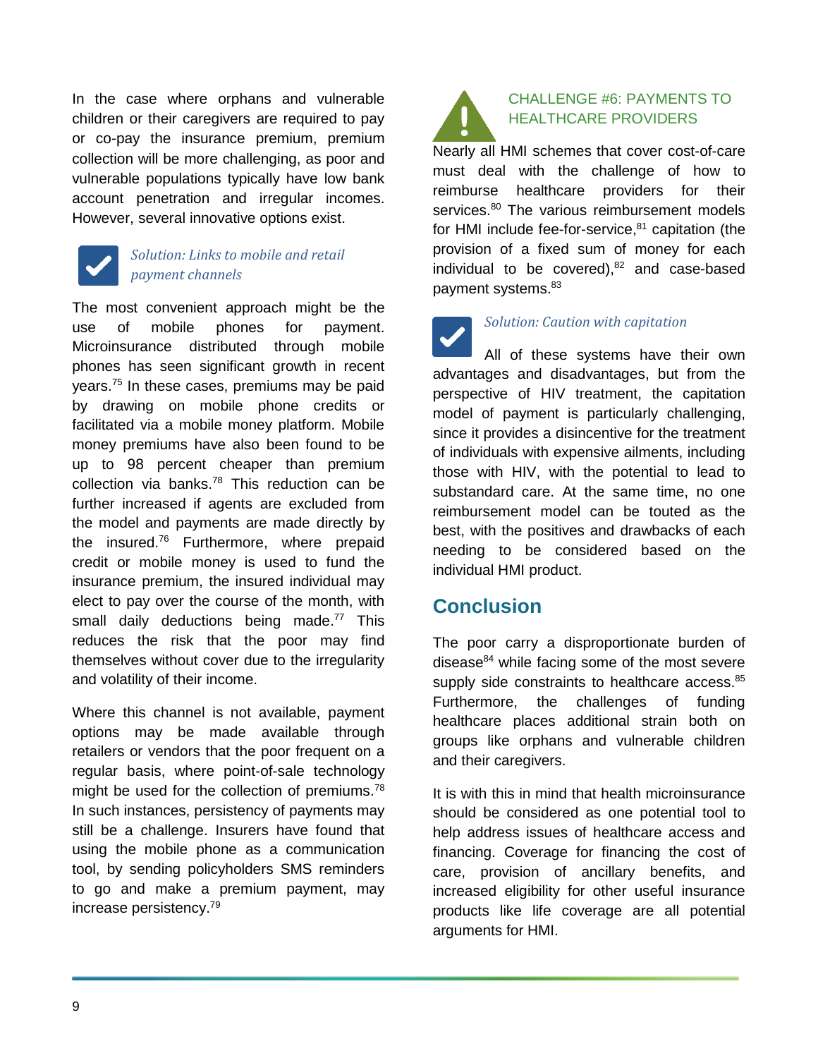In the case where orphans and vulnerable children or their caregivers are required to pay or co-pay the insurance premium, premium collection will be more challenging, as poor and vulnerable populations typically have low bank account penetration and irregular incomes. However, several innovative options exist.

*Solution: Links to mobile and retail payment channels*

The most convenient approach might be the use of mobile phones for payment. Microinsurance distributed through mobile phones has seen significant growth in recent years.[75] In these cases, premiums may be paid by drawing on mobile phone credits or facilitated via a mobile money platform. Mobile money premiums have also been found to be up to 98 percent cheaper than premium collection via banks.[78] This reduction can be further increased if agents are excluded from the model and payments are made directly by the insured.[76] Furthermore, where prepaid credit or mobile money is used to fund the insurance premium, the insured individual may elect to pay over the course of the month, with small daily deductions being made.[77] This reduces the risk that the poor may find themselves without cover due to the irregularity and volatility of their income.

Where this channel is not available, payment options may be made available through retailers or vendors that the poor frequent on a regular basis, where point-of-sale technology might be used for the collection of premiums.[78] In such instances, persistency of payments may still be a challenge. Insurers have found that using the mobile phone as a communication tool, by sending policyholders SMS reminders to go and make a premium payment, may increase persistency.[79]

### CHALLENGE #6: PAYMENTS TO HEALTHCARE PROVIDERS

Nearly all HMI schemes that cover cost-of-care must deal with the challenge of how to reimburse healthcare providers for their services.[80] The various reimbursement models for HMI include fee-for-service,[81] capitation (the provision of a fixed sum of money for each individual to be covered),[82] and case-based payment systems.[83]

*Solution: Caution with capitation*

All of these systems have their own advantages and disadvantages, but from the perspective of HIV treatment, the capitation model of payment is particularly challenging, since it provides a disincentive for the treatment of individuals with expensive ailments, including those with HIV, with the potential to lead to substandard care. At the same time, no one reimbursement model can be touted as the best, with the positives and drawbacks of each needing to be considered based on the individual HMI product.

## Conclusion

The poor carry a disproportionate burden of disease[84] while facing some of the most severe supply side constraints to healthcare access.[85] Furthermore, the challenges of funding healthcare places additional strain both on groups like orphans and vulnerable children and their caregivers.

It is with this in mind that health microinsurance should be considered as one potential tool to help address issues of healthcare access and financing. Coverage for financing the cost of care, provision of ancillary benefits, and increased eligibility for other useful insurance products like life coverage are all potential arguments for HMI.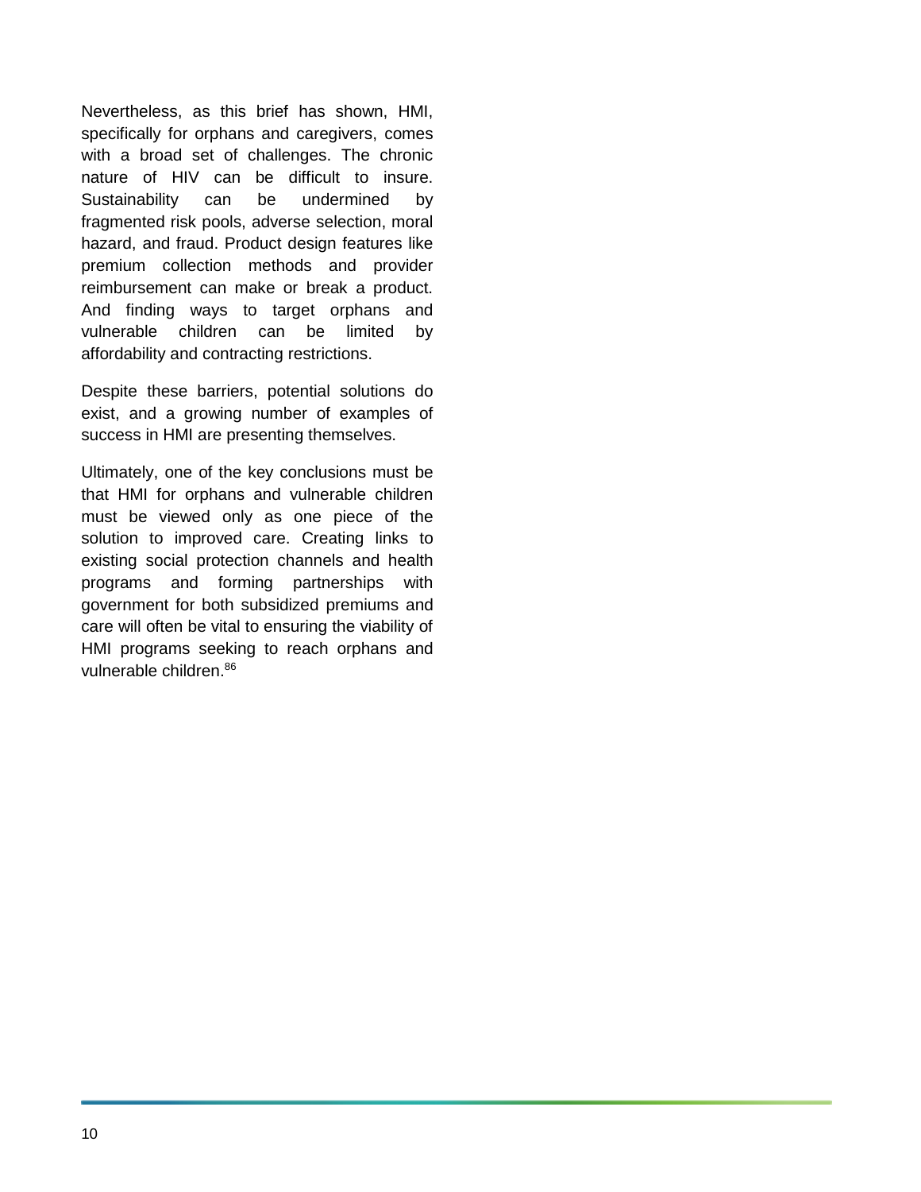Nevertheless, as this brief has shown, HMI, specifically for orphans and caregivers, comes with a broad set of challenges. The chronic nature of HIV can be difficult to insure. Sustainability can be undermined by fragmented risk pools, adverse selection, moral hazard, and fraud. Product design features like premium collection methods and provider reimbursement can make or break a product. And finding ways to target orphans and vulnerable children can be limited by affordability and contracting restrictions.

Despite these barriers, potential solutions do exist, and a growing number of examples of success in HMI are presenting themselves.

Ultimately, one of the key conclusions must be that HMI for orphans and vulnerable children must be viewed only as one piece of the solution to improved care. Creating links to existing social protection channels and health programs and forming partnerships with government for both subsidized premiums and care will often be vital to ensuring the viability of HMI programs seeking to reach orphans and vulnerable children.[86]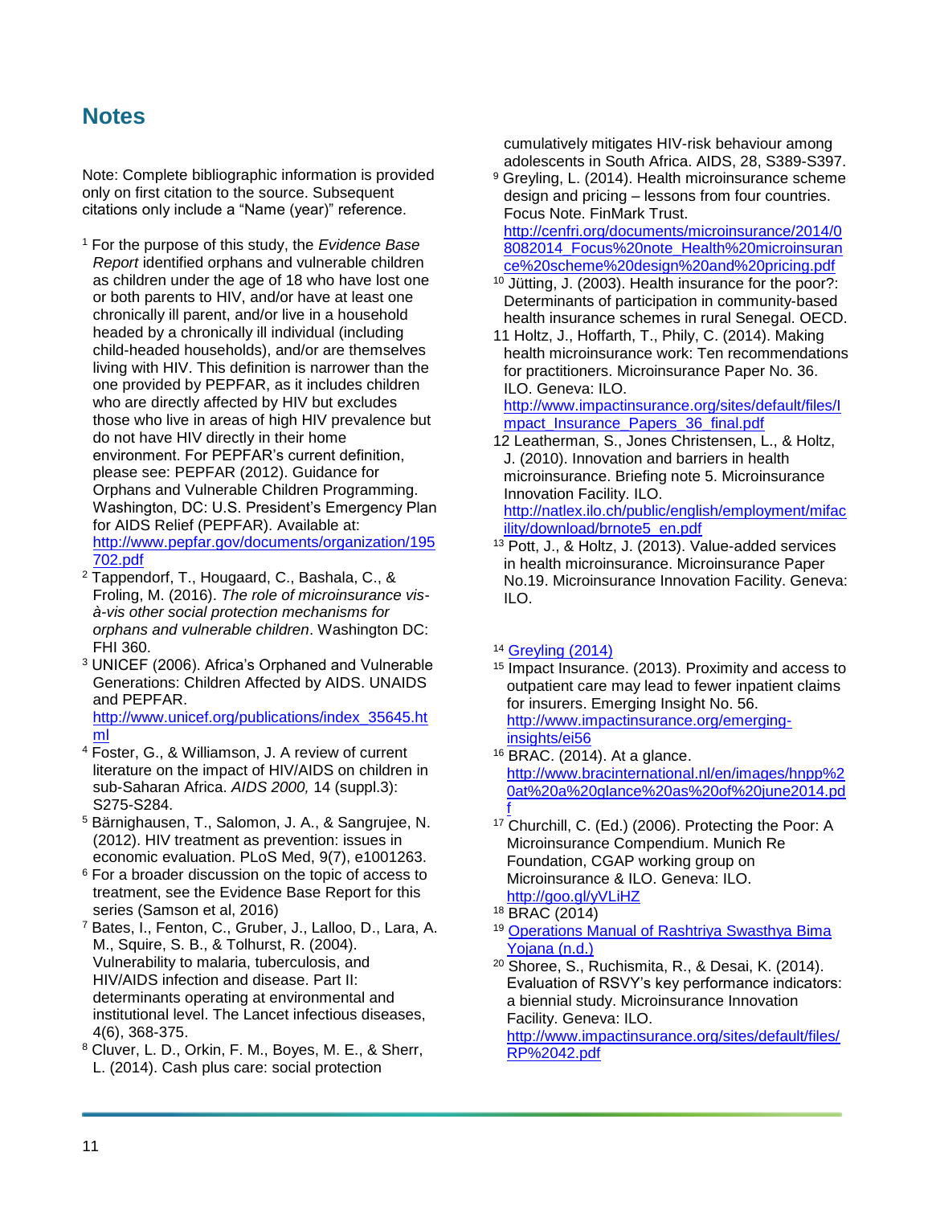## Notes

Note: Complete bibliographic information is provided only on first citation to the source. Subsequent citations only include a "Name (year)" reference.

[1] For the purpose of this study, the *Evidence Base Report* identified orphans and vulnerable children as children under the age of 18 who have lost one or both parents to HIV, and/or have at least one chronically ill parent, and/or live in a household headed by a chronically ill individual (including child-headed households), and/or are themselves living with HIV. This definition is narrower than the one provided by PEPFAR, as it includes children who are directly affected by HIV but excludes those who live in areas of high HIV prevalence but do not have HIV directly in their home environment. For PEPFAR's current definition, please see: PEPFAR (2012). Guidance for Orphans and Vulnerable Children Programming. Washington, DC: U.S. President's Emergency Plan for AIDS Relief (PEPFAR). Available at: http://www.pepfar.gov/documents/organization/195702.pdf

[2] Tappendorf, T., Hougaard, C., Bashala, C., & Froling, M. (2016). *The role of microinsurance vis-à-vis other social protection mechanisms for orphans and vulnerable children*. Washington DC: FHI 360.

[3] UNICEF (2006). Africa's Orphaned and Vulnerable Generations: Children Affected by AIDS. UNAIDS and PEPFAR. http://www.unicef.org/publications/index_35645.html

[4] Foster, G., & Williamson, J. A review of current literature on the impact of HIV/AIDS on children in sub-Saharan Africa. *AIDS 2000,* 14 (suppl.3): S275-S284.

[5] Bärnighausen, T., Salomon, J. A., & Sangrujee, N. (2012). HIV treatment as prevention: issues in economic evaluation. PLoS Med, 9(7), e1001263.

[6] For a broader discussion on the topic of access to treatment, see the Evidence Base Report for this series (Samson et al, 2016)

[7] Bates, I., Fenton, C., Gruber, J., Lalloo, D., Lara, A. M., Squire, S. B., & Tolhurst, R. (2004). Vulnerability to malaria, tuberculosis, and HIV/AIDS infection and disease. Part II: determinants operating at environmental and institutional level. The Lancet infectious diseases, 4(6), 368-375.

[8] Cluver, L. D., Orkin, F. M., Boyes, M. E., & Sherr, L. (2014). Cash plus care: social protection cumulatively mitigates HIV-risk behaviour among adolescents in South Africa. AIDS, 28, S389-S397.

[9] Greyling, L. (2014). Health microinsurance scheme design and pricing – lessons from four countries. Focus Note. FinMark Trust. http://cenfri.org/documents/microinsurance/2014/08082014_Focus%20note_Health%20microinsurance%20scheme%20design%20and%20pricing.pdf

[10] Jütting, J. (2003). Health insurance for the poor?: Determinants of participation in community-based health insurance schemes in rural Senegal. OECD.

11 Holtz, J., Hoffarth, T., Phily, C. (2014). Making health microinsurance work: Ten recommendations for practitioners. Microinsurance Paper No. 36. ILO. Geneva: ILO. http://www.impactinsurance.org/sites/default/files/Impact_Insurance_Papers_36_final.pdf

12 Leatherman, S., Jones Christensen, L., & Holtz, J. (2010). Innovation and barriers in health microinsurance. Briefing note 5. Microinsurance Innovation Facility. ILO. http://natlex.ilo.ch/public/english/employment/mifacility/download/brnote5_en.pdf

[13] Pott, J., & Holtz, J. (2013). Value-added services in health microinsurance. Microinsurance Paper No.19. Microinsurance Innovation Facility. Geneva: ILO.

[14] Greyling (2014)

[15] Impact Insurance. (2013). Proximity and access to outpatient care may lead to fewer inpatient claims for insurers. Emerging Insight No. 56. http://www.impactinsurance.org/emerging-insights/ei56

[16] BRAC. (2014). At a glance. http://www.bracinternational.nl/en/images/hnpp%20at%20a%20glance%20as%20of%20june2014.pdf

[17] Churchill, C. (Ed.) (2006). Protecting the Poor: A Microinsurance Compendium. Munich Re Foundation, CGAP working group on Microinsurance & ILO. Geneva: ILO. http://goo.gl/yVLiHZ

[18] BRAC (2014)

[19] Operations Manual of Rashtriya Swasthya Bima Yojana (n.d.)

[20] Shoree, S., Ruchismita, R., & Desai, K. (2014). Evaluation of RSVY's key performance indicators: a biennial study. Microinsurance Innovation Facility. Geneva: ILO. http://www.impactinsurance.org/sites/default/files/RP%2042.pdf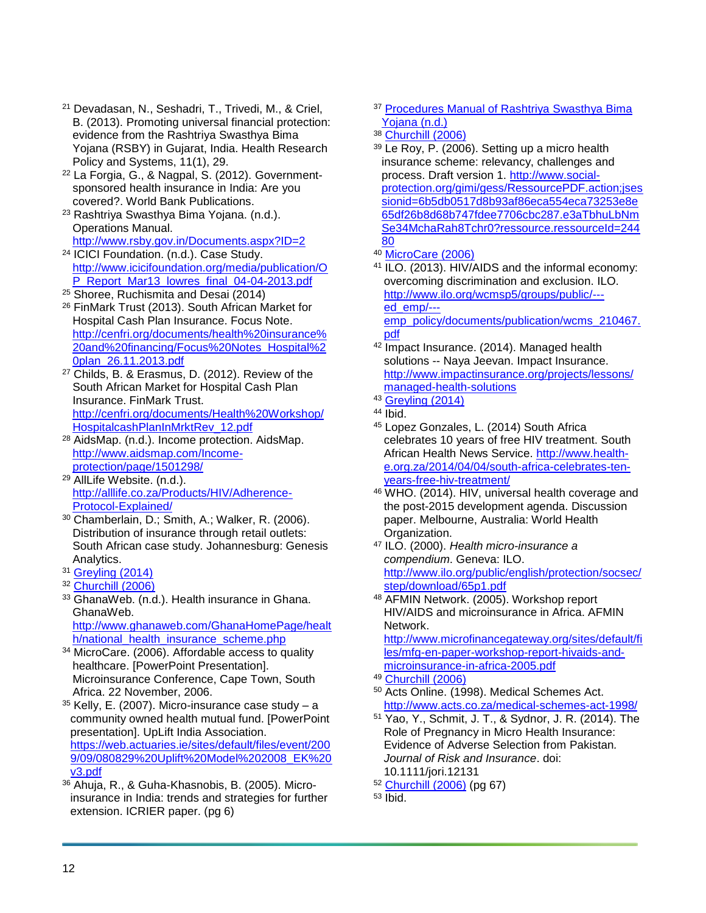[21] Devadasan, N., Seshadri, T., Trivedi, M., & Criel, B. (2013). Promoting universal financial protection: evidence from the Rashtriya Swasthya Bima Yojana (RSBY) in Gujarat, India. Health Research Policy and Systems, 11(1), 29.

[22] La Forgia, G., & Nagpal, S. (2012). Government-sponsored health insurance in India: Are you covered?. World Bank Publications.

[23] Rashtriya Swasthya Bima Yojana. (n.d.). Operations Manual. http://www.rsby.gov.in/Documents.aspx?ID=2

[24] ICICI Foundation. (n.d.). Case Study. http://www.icicifoundation.org/media/publication/OP_Report_Mar13_lowres_final_04-04-2013.pdf

[25] Shoree, Ruchismita and Desai (2014)

[26] FinMark Trust (2013). South African Market for Hospital Cash Plan Insurance. Focus Note. http://cenfri.org/documents/health%20insurance%20and%20financing/Focus%20Notes_Hospital%20plan_26.11.2013.pdf

[27] Childs, B. & Erasmus, D. (2012). Review of the South African Market for Hospital Cash Plan Insurance. FinMark Trust. http://cenfri.org/documents/Health%20Workshop/HospitalcashPlanInMrktRev_12.pdf

[28] AidsMap. (n.d.). Income protection. AidsMap. http://www.aidsmap.com/Income-protection/page/1501298/

[29] AllLife Website. (n.d.). http://alllife.co.za/Products/HIV/Adherence-Protocol-Explained/

[30] Chamberlain, D.; Smith, A.; Walker, R. (2006). Distribution of insurance through retail outlets: South African case study. Johannesburg: Genesis Analytics.

[31] Greyling (2014)

[32] Churchill (2006)

[33] GhanaWeb. (n.d.). Health insurance in Ghana. GhanaWeb. http://www.ghanaweb.com/GhanaHomePage/health/national_health_insurance_scheme.php

[34] MicroCare. (2006). Affordable access to quality healthcare. [PowerPoint Presentation]. Microinsurance Conference, Cape Town, South Africa. 22 November, 2006.

[35] Kelly, E. (2007). Micro-insurance case study – a community owned health mutual fund. [PowerPoint presentation]. UpLift India Association. https://web.actuaries.ie/sites/default/files/event/2009/09/080829%20Uplift%20Model%202008_EK%20v3.pdf

[36] Ahuja, R., & Guha-Khasnobis, B. (2005). Micro-insurance in India: trends and strategies for further extension. ICRIER paper. (pg 6)

[37] Procedures Manual of Rashtriya Swasthya Bima Yojana (n.d.)

[38] Churchill (2006)

[39] Le Roy, P. (2006). Setting up a micro health insurance scheme: relevancy, challenges and process. Draft version 1. http://www.social-protection.org/gimi/gess/RessourcePDF.action;jsessionid=6b5db0517d8b93af86eca554eca73253e8e65df26b8d68b747fdee7706cbc287.e3aTbhuLbNmSe34MchaRah8Tchr0?ressource.ressourceId=24480

[40] MicroCare (2006)

[41] ILO. (2013). HIV/AIDS and the informal economy: overcoming discrimination and exclusion. ILO. http://www.ilo.org/wcmsp5/groups/public/---ed_emp/---emp_policy/documents/publication/wcms_210467.pdf

[42] Impact Insurance. (2014). Managed health solutions -- Naya Jeevan. Impact Insurance. http://www.impactinsurance.org/projects/lessons/managed-health-solutions

[43] Greyling (2014)

[44] Ibid.

[45] Lopez Gonzales, L. (2014) South Africa celebrates 10 years of free HIV treatment. South African Health News Service. http://www.health-e.org.za/2014/04/04/south-africa-celebrates-ten-years-free-hiv-treatment/

[46] WHO. (2014). HIV, universal health coverage and the post-2015 development agenda. Discussion paper. Melbourne, Australia: World Health Organization.

[47] ILO. (2000). *Health micro-insurance a compendium*. Geneva: ILO. http://www.ilo.org/public/english/protection/socsec/step/download/65p1.pdf

[48] AFMIN Network. (2005). Workshop report HIV/AIDS and microinsurance in Africa. AFMIN Network. http://www.microfinancegateway.org/sites/default/files/mfg-en-paper-workshop-report-hivaids-and-microinsurance-in-africa-2005.pdf

[49] Churchill (2006)

[50] Acts Online. (1998). Medical Schemes Act. http://www.acts.co.za/medical-schemes-act-1998/

[51] Yao, Y., Schmit, J. T., & Sydnor, J. R. (2014). The Role of Pregnancy in Micro Health Insurance: Evidence of Adverse Selection from Pakistan. *Journal of Risk and Insurance*. doi: 10.1111/jori.12131

[52] Churchill (2006) (pg 67)

[53] Ibid.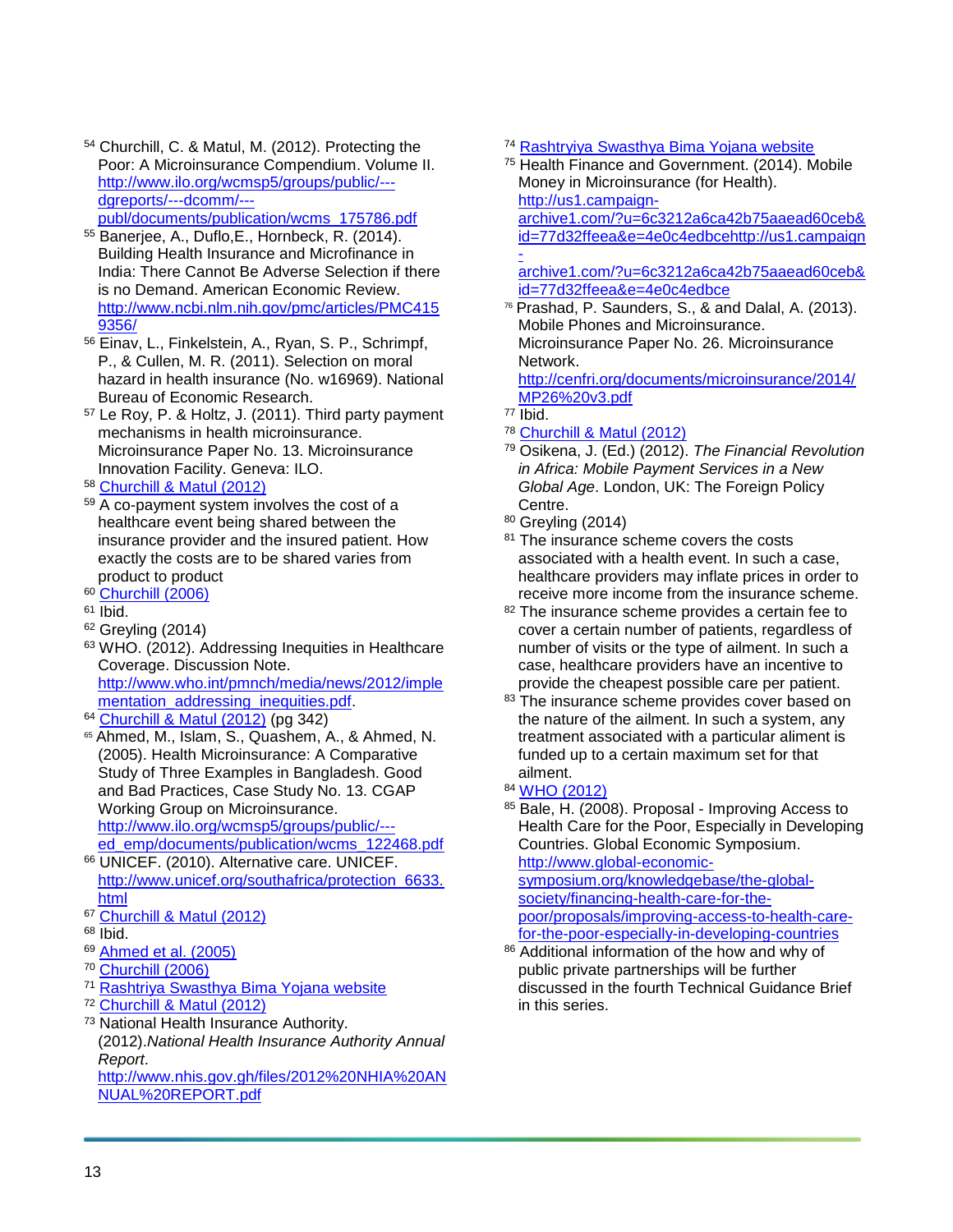[54] Churchill, C. & Matul, M. (2012). Protecting the Poor: A Microinsurance Compendium. Volume II. http://www.ilo.org/wcmsp5/groups/public/---dgreports/---dcomm/---publ/documents/publication/wcms_175786.pdf

[55] Banerjee, A., Duflo,E., Hornbeck, R. (2014). Building Health Insurance and Microfinance in India: There Cannot Be Adverse Selection if there is no Demand. American Economic Review. http://www.ncbi.nlm.nih.gov/pmc/articles/PMC4159356/

[56] Einav, L., Finkelstein, A., Ryan, S. P., Schrimpf, P., & Cullen, M. R. (2011). Selection on moral hazard in health insurance (No. w16969). National Bureau of Economic Research.

[57] Le Roy, P. & Holtz, J. (2011). Third party payment mechanisms in health microinsurance. Microinsurance Paper No. 13. Microinsurance Innovation Facility. Geneva: ILO.

[58] Churchill & Matul (2012)

[59] A co-payment system involves the cost of a healthcare event being shared between the insurance provider and the insured patient. How exactly the costs are to be shared varies from product to product

[60] Churchill (2006)

[61] Ibid.

[62] Greyling (2014)

[63] WHO. (2012). Addressing Inequities in Healthcare Coverage. Discussion Note. http://www.who.int/pmnch/media/news/2012/implementation_addressing_inequities.pdf.

[64] Churchill & Matul (2012) (pg 342)

[65] Ahmed, M., Islam, S., Quashem, A., & Ahmed, N. (2005). Health Microinsurance: A Comparative Study of Three Examples in Bangladesh. Good and Bad Practices, Case Study No. 13. CGAP Working Group on Microinsurance. http://www.ilo.org/wcmsp5/groups/public/---ed_emp/documents/publication/wcms_122468.pdf

[66] UNICEF. (2010). Alternative care. UNICEF. http://www.unicef.org/southafrica/protection_6633.html

[67] Churchill & Matul (2012)

[68] Ibid.

[69] Ahmed et al. (2005)

[70] Churchill (2006)

[71] Rashtriya Swasthya Bima Yojana website

[72] Churchill & Matul (2012)

[73] National Health Insurance Authority. (2012).*National Health Insurance Authority Annual Report*. http://www.nhis.gov.gh/files/2012%20NHIA%20ANNUAL%20REPORT.pdf

[74] Rashtriya Swasthya Bima Yojana website

[75] Health Finance and Government. (2014). Mobile Money in Microinsurance (for Health). http://us1.campaign-archive1.com/?u=6c3212a6ca42b75aaead60ceb&id=77d32ffeea&e=4e0c4edbcehttp://us1.campaign-archive1.com/?u=6c3212a6ca42b75aaead60ceb&id=77d32ffeea&e=4e0c4edbce

[76] Prashad, P. Saunders, S., & and Dalal, A. (2013). Mobile Phones and Microinsurance. Microinsurance Paper No. 26. Microinsurance Network. http://cenfri.org/documents/microinsurance/2014/MP26%20v3.pdf

[77] Ibid.

[78] Churchill & Matul (2012)

[79] Osikena, J. (Ed.) (2012). *The Financial Revolution in Africa: Mobile Payment Services in a New Global Age*. London, UK: The Foreign Policy Centre.

[80] Greyling (2014)

[81] The insurance scheme covers the costs associated with a health event. In such a case, healthcare providers may inflate prices in order to receive more income from the insurance scheme.

[82] The insurance scheme provides a certain fee to cover a certain number of patients, regardless of number of visits or the type of ailment. In such a case, healthcare providers have an incentive to provide the cheapest possible care per patient.

[83] The insurance scheme provides cover based on the nature of the ailment. In such a system, any treatment associated with a particular aliment is funded up to a certain maximum set for that ailment.

[84] WHO (2012)

[85] Bale, H. (2008). Proposal - Improving Access to Health Care for the Poor, Especially in Developing Countries. Global Economic Symposium. http://www.global-economic-symposium.org/knowledgebase/the-global-society/financing-health-care-for-the-poor/proposals/improving-access-to-health-care-for-the-poor-especially-in-developing-countries

[86] Additional information of the how and why of public private partnerships will be further discussed in the fourth Technical Guidance Brief in this series.